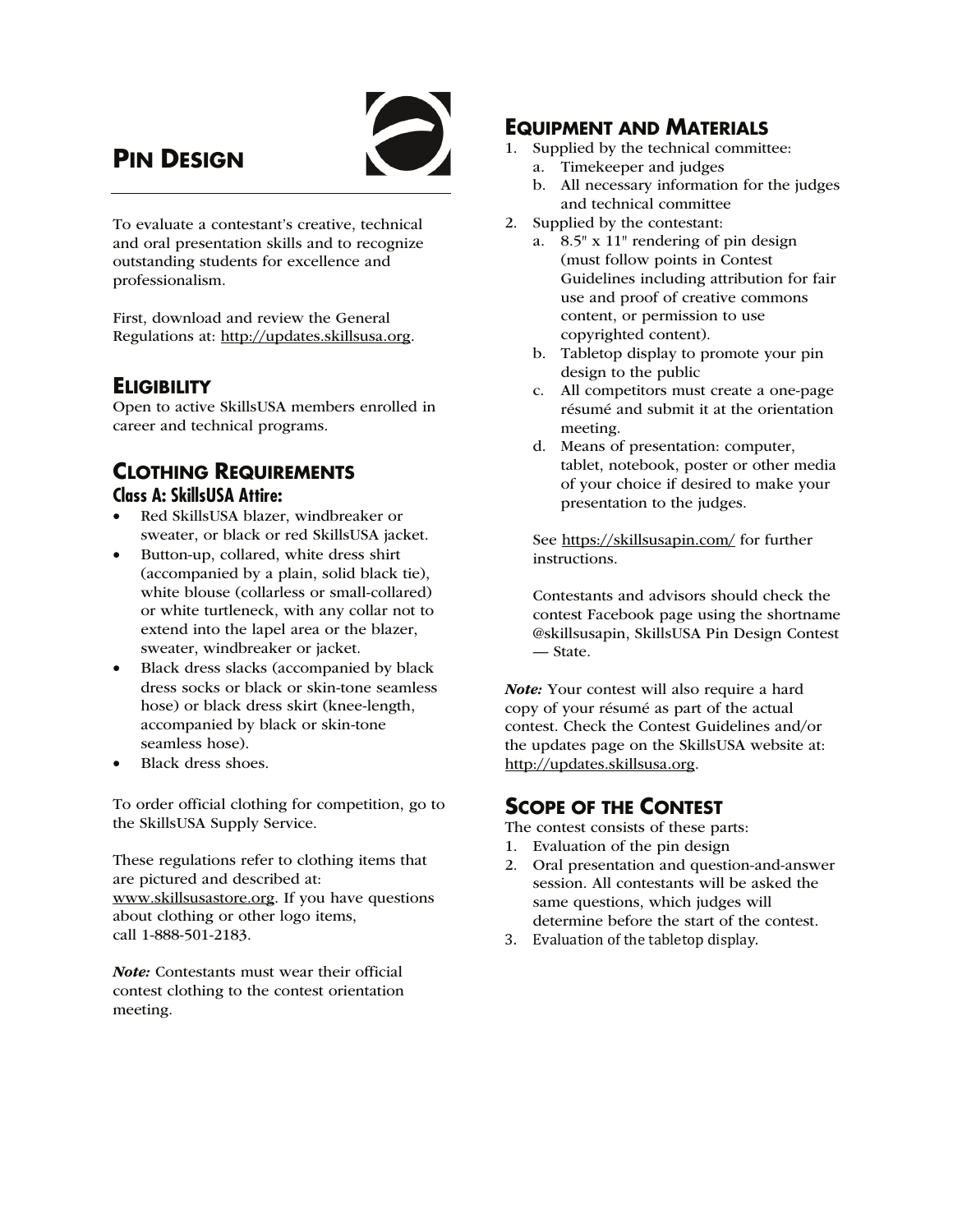# PIN DESIGN

To evaluate a contestant's creative, technical and oral presentation skills and to recognize outstanding students for excellence and professionalism.

First, download and review the General Regulations at: http://updates.skillsusa.org.

## ELIGIBILITY

Open to active SkillsUSA members enrolled in career and technical programs.

## CLOTHING REQUIREMENTS

### Class A: SkillsUSA Attire:

- Red SkillsUSA blazer, windbreaker or sweater, or black or red SkillsUSA jacket.
- Button-up, collared, white dress shirt (accompanied by a plain, solid black tie), white blouse (collarless or small-collared) or white turtleneck, with any collar not to extend into the lapel area or the blazer, sweater, windbreaker or jacket.
- Black dress slacks (accompanied by black dress socks or black or skin-tone seamless hose) or black dress skirt (knee-length, accompanied by black or skin-tone seamless hose).
- Black dress shoes.

To order official clothing for competition, go to the SkillsUSA Supply Service.

These regulations refer to clothing items that are pictured and described at: www.skillsusastore.org. If you have questions about clothing or other logo items, call 1-888-501-2183.

***Note:*** Contestants must wear their official contest clothing to the contest orientation meeting.

## EQUIPMENT AND MATERIALS

1. Supplied by the technical committee:
   a. Timekeeper and judges
   b. All necessary information for the judges and technical committee
2. Supplied by the contestant:
   a. 8.5" x 11" rendering of pin design (must follow points in Contest Guidelines including attribution for fair use and proof of creative commons content, or permission to use copyrighted content).
   b. Tabletop display to promote your pin design to the public
   c. All competitors must create a one-page résumé and submit it at the orientation meeting.
   d. Means of presentation: computer, tablet, notebook, poster or other media of your choice if desired to make your presentation to the judges.

   See https://skillsusapin.com/ for further instructions.

   Contestants and advisors should check the contest Facebook page using the shortname @skillsusapin, SkillsUSA Pin Design Contest — State.

***Note:*** Your contest will also require a hard copy of your résumé as part of the actual contest. Check the Contest Guidelines and/or the updates page on the SkillsUSA website at: http://updates.skillsusa.org.

## SCOPE OF THE CONTEST

The contest consists of these parts:

1. Evaluation of the pin design
2. Oral presentation and question-and-answer session. All contestants will be asked the same questions, which judges will determine before the start of the contest.
3. Evaluation of the tabletop display.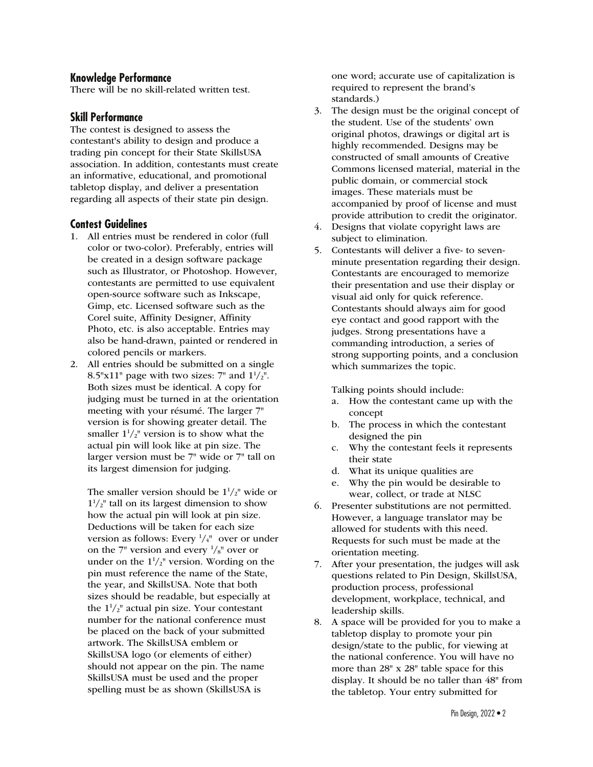### Knowledge Performance

There will be no skill-related written test.

### Skill Performance

The contest is designed to assess the contestant's ability to design and produce a trading pin concept for their State SkillsUSA association. In addition, contestants must create an informative, educational, and promotional tabletop display, and deliver a presentation regarding all aspects of their state pin design.

### Contest Guidelines

1. All entries must be rendered in color (full color or two-color). Preferably, entries will be created in a design software package such as Illustrator, or Photoshop. However, contestants are permitted to use equivalent open-source software such as Inkscape, Gimp, etc. Licensed software such as the Corel suite, Affinity Designer, Affinity Photo, etc. is also acceptable. Entries may also be hand-drawn, painted or rendered in colored pencils or markers.
2. All entries should be submitted on a single 8.5"x11" page with two sizes: 7" and 1 1/2". Both sizes must be identical. A copy for judging must be turned in at the orientation meeting with your résumé. The larger 7" version is for showing greater detail. The smaller 1 1/2" version is to show what the actual pin will look like at pin size. The larger version must be 7" wide or 7" tall on its largest dimension for judging.

   The smaller version should be 1 1/2" wide or 1 1/2" tall on its largest dimension to show how the actual pin will look at pin size. Deductions will be taken for each size version as follows: Every 1/4" over or under on the 7" version and every 1/8" over or under on the 1 1/2" version. Wording on the pin must reference the name of the State, the year, and SkillsUSA. Note that both sizes should be readable, but especially at the 1 1/2" actual pin size. Your contestant number for the national conference must be placed on the back of your submitted artwork. The SkillsUSA emblem or SkillsUSA logo (or elements of either) should not appear on the pin. The name SkillsUSA must be used and the proper spelling must be as shown (SkillsUSA is one word; accurate use of capitalization is required to represent the brand's standards.)
3. The design must be the original concept of the student. Use of the students' own original photos, drawings or digital art is highly recommended. Designs may be constructed of small amounts of Creative Commons licensed material, material in the public domain, or commercial stock images. These materials must be accompanied by proof of license and must provide attribution to credit the originator.
4. Designs that violate copyright laws are subject to elimination.
5. Contestants will deliver a five- to seven-minute presentation regarding their design. Contestants are encouraged to memorize their presentation and use their display or visual aid only for quick reference. Contestants should always aim for good eye contact and good rapport with the judges. Strong presentations have a commanding introduction, a series of strong supporting points, and a conclusion which summarizes the topic.

   Talking points should include:
   a. How the contestant came up with the concept
   b. The process in which the contestant designed the pin
   c. Why the contestant feels it represents their state
   d. What its unique qualities are
   e. Why the pin would be desirable to wear, collect, or trade at NLSC
6. Presenter substitutions are not permitted. However, a language translator may be allowed for students with this need. Requests for such must be made at the orientation meeting.
7. After your presentation, the judges will ask questions related to Pin Design, SkillsUSA, production process, professional development, workplace, technical, and leadership skills.
8. A space will be provided for you to make a tabletop display to promote your pin design/state to the public, for viewing at the national conference. You will have no more than 28" x 28" table space for this display. It should be no taller than 48" from the tabletop. Your entry submitted for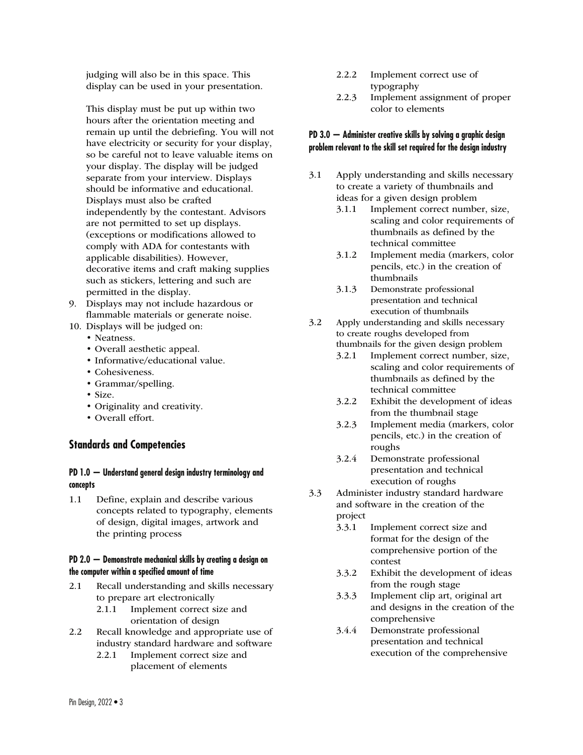judging will also be in this space. This display can be used in your presentation.

This display must be put up within two hours after the orientation meeting and remain up until the debriefing. You will not have electricity or security for your display, so be careful not to leave valuable items on your display. The display will be judged separate from your interview. Displays should be informative and educational. Displays must also be crafted independently by the contestant. Advisors are not permitted to set up displays. (exceptions or modifications allowed to comply with ADA for contestants with applicable disabilities). However, decorative items and craft making supplies such as stickers, lettering and such are permitted in the display.

9. Displays may not include hazardous or flammable materials or generate noise.
10. Displays will be judged on:
    - Neatness.
    - Overall aesthetic appeal.
    - Informative/educational value.
    - Cohesiveness.
    - Grammar/spelling.
    - Size.
    - Originality and creativity.
    - Overall effort.

## Standards and Competencies

### PD 1.0 — Understand general design industry terminology and concepts

1.1 Define, explain and describe various concepts related to typography, elements of design, digital images, artwork and the printing process

### PD 2.0 — Demonstrate mechanical skills by creating a design on the computer within a specified amount of time

2.1 Recall understanding and skills necessary to prepare art electronically
- 2.1.1 Implement correct size and orientation of design

2.2 Recall knowledge and appropriate use of industry standard hardware and software
- 2.2.1 Implement correct size and placement of elements
- 2.2.2 Implement correct use of typography
- 2.2.3 Implement assignment of proper color to elements

### PD 3.0 — Administer creative skills by solving a graphic design problem relevant to the skill set required for the design industry

3.1 Apply understanding and skills necessary to create a variety of thumbnails and ideas for a given design problem
- 3.1.1 Implement correct number, size, scaling and color requirements of thumbnails as defined by the technical committee
- 3.1.2 Implement media (markers, color pencils, etc.) in the creation of thumbnails
- 3.1.3 Demonstrate professional presentation and technical execution of thumbnails

3.2 Apply understanding and skills necessary to create roughs developed from thumbnails for the given design problem
- 3.2.1 Implement correct number, size, scaling and color requirements of thumbnails as defined by the technical committee
- 3.2.2 Exhibit the development of ideas from the thumbnail stage
- 3.2.3 Implement media (markers, color pencils, etc.) in the creation of roughs
- 3.2.4 Demonstrate professional presentation and technical execution of roughs

3.3 Administer industry standard hardware and software in the creation of the project
- 3.3.1 Implement correct size and format for the design of the comprehensive portion of the contest
- 3.3.2 Exhibit the development of ideas from the rough stage
- 3.3.3 Implement clip art, original art and designs in the creation of the comprehensive
- 3.4.4 Demonstrate professional presentation and technical execution of the comprehensive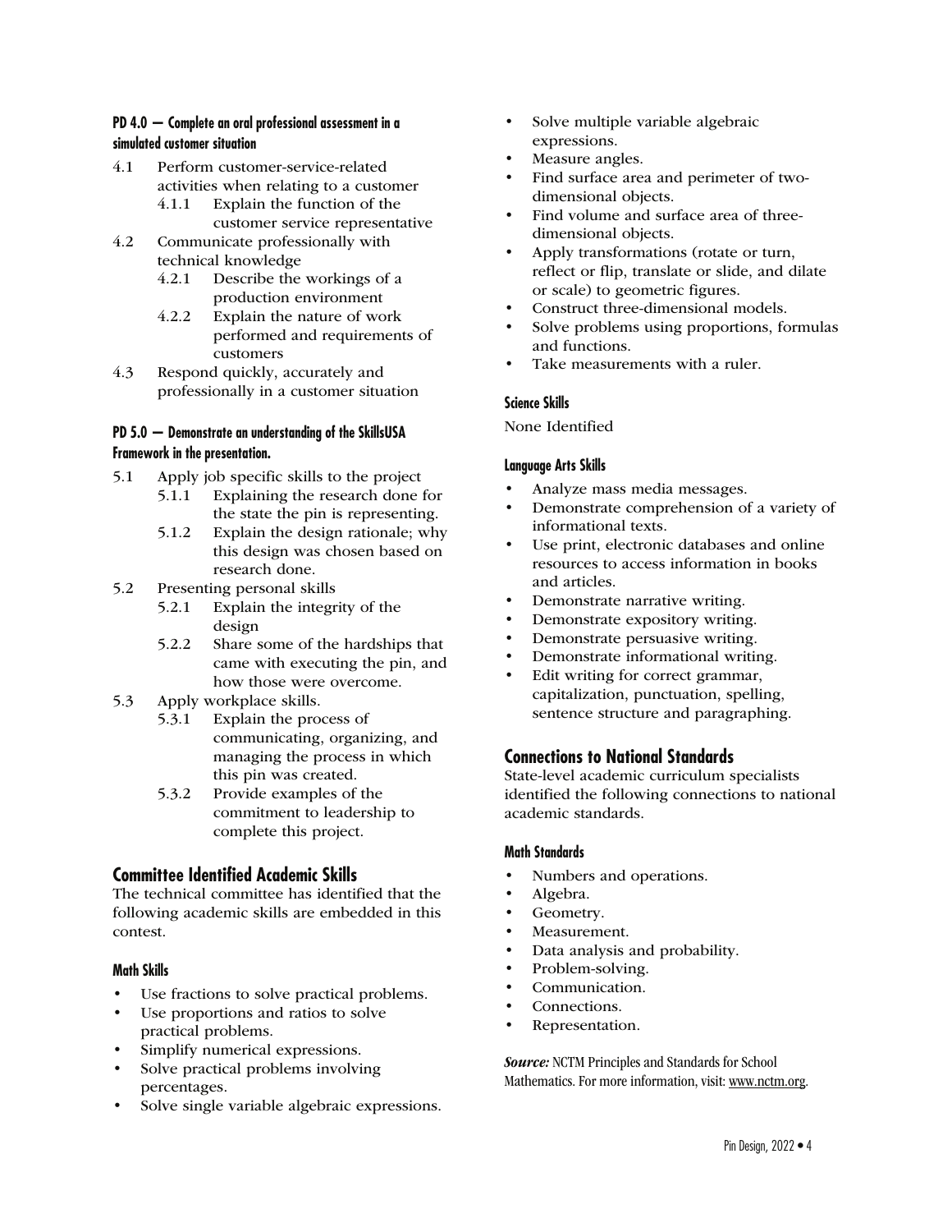**PD 4.0 — Complete an oral professional assessment in a simulated customer situation**

- 4.1 Perform customer-service-related activities when relating to a customer
  - 4.1.1 Explain the function of the customer service representative
- 4.2 Communicate professionally with technical knowledge
  - 4.2.1 Describe the workings of a production environment
  - 4.2.2 Explain the nature of work performed and requirements of customers
- 4.3 Respond quickly, accurately and professionally in a customer situation

**PD 5.0 — Demonstrate an understanding of the SkillsUSA Framework in the presentation.**

- 5.1 Apply job specific skills to the project
  - 5.1.1 Explaining the research done for the state the pin is representing.
  - 5.1.2 Explain the design rationale; why this design was chosen based on research done.
- 5.2 Presenting personal skills
  - 5.2.1 Explain the integrity of the design
  - 5.2.2 Share some of the hardships that came with executing the pin, and how those were overcome.
- 5.3 Apply workplace skills.
  - 5.3.1 Explain the process of communicating, organizing, and managing the process in which this pin was created.
  - 5.3.2 Provide examples of the commitment to leadership to complete this project.

## Committee Identified Academic Skills

The technical committee has identified that the following academic skills are embedded in this contest.

### Math Skills

- Use fractions to solve practical problems.
- Use proportions and ratios to solve practical problems.
- Simplify numerical expressions.
- Solve practical problems involving percentages.
- Solve single variable algebraic expressions.
- Solve multiple variable algebraic expressions.
- Measure angles.
- Find surface area and perimeter of two-dimensional objects.
- Find volume and surface area of three-dimensional objects.
- Apply transformations (rotate or turn, reflect or flip, translate or slide, and dilate or scale) to geometric figures.
- Construct three-dimensional models.
- Solve problems using proportions, formulas and functions.
- Take measurements with a ruler.

### Science Skills

None Identified

### Language Arts Skills

- Analyze mass media messages.
- Demonstrate comprehension of a variety of informational texts.
- Use print, electronic databases and online resources to access information in books and articles.
- Demonstrate narrative writing.
- Demonstrate expository writing.
- Demonstrate persuasive writing.
- Demonstrate informational writing.
- Edit writing for correct grammar, capitalization, punctuation, spelling, sentence structure and paragraphing.

## Connections to National Standards

State-level academic curriculum specialists identified the following connections to national academic standards.

### Math Standards

- Numbers and operations.
- Algebra.
- Geometry.
- Measurement.
- Data analysis and probability.
- Problem-solving.
- Communication.
- Connections.
- Representation.

***Source:*** NCTM Principles and Standards for School Mathematics. For more information, visit: www.nctm.org.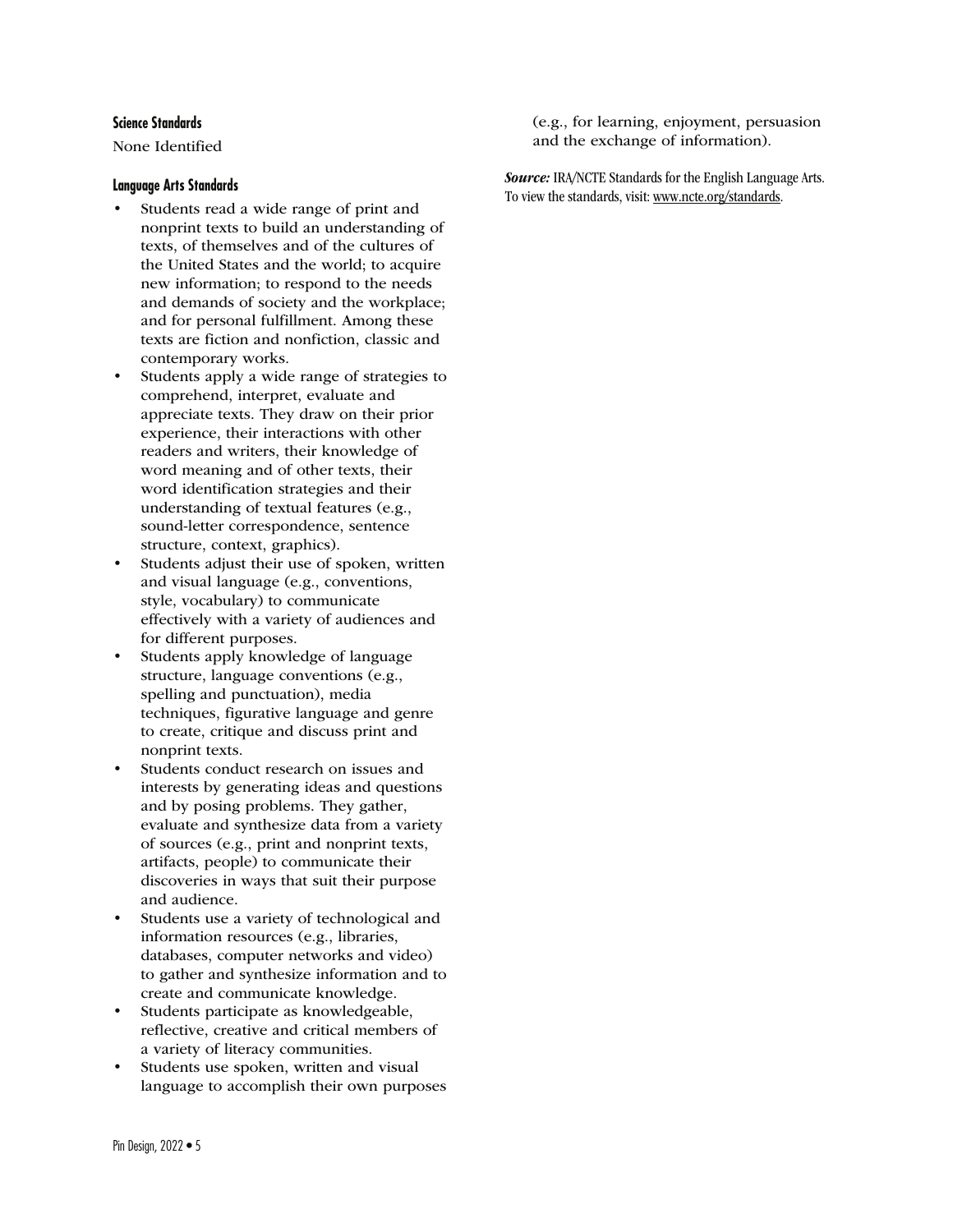#### Science Standards

None Identified

#### Language Arts Standards

- Students read a wide range of print and nonprint texts to build an understanding of texts, of themselves and of the cultures of the United States and the world; to acquire new information; to respond to the needs and demands of society and the workplace; and for personal fulfillment. Among these texts are fiction and nonfiction, classic and contemporary works.
- Students apply a wide range of strategies to comprehend, interpret, evaluate and appreciate texts. They draw on their prior experience, their interactions with other readers and writers, their knowledge of word meaning and of other texts, their word identification strategies and their understanding of textual features (e.g., sound-letter correspondence, sentence structure, context, graphics).
- Students adjust their use of spoken, written and visual language (e.g., conventions, style, vocabulary) to communicate effectively with a variety of audiences and for different purposes.
- Students apply knowledge of language structure, language conventions (e.g., spelling and punctuation), media techniques, figurative language and genre to create, critique and discuss print and nonprint texts.
- Students conduct research on issues and interests by generating ideas and questions and by posing problems. They gather, evaluate and synthesize data from a variety of sources (e.g., print and nonprint texts, artifacts, people) to communicate their discoveries in ways that suit their purpose and audience.
- Students use a variety of technological and information resources (e.g., libraries, databases, computer networks and video) to gather and synthesize information and to create and communicate knowledge.
- Students participate as knowledgeable, reflective, creative and critical members of a variety of literacy communities.
- Students use spoken, written and visual language to accomplish their own purposes (e.g., for learning, enjoyment, persuasion and the exchange of information).

***Source:*** IRA/NCTE Standards for the English Language Arts. To view the standards, visit: www.ncte.org/standards.